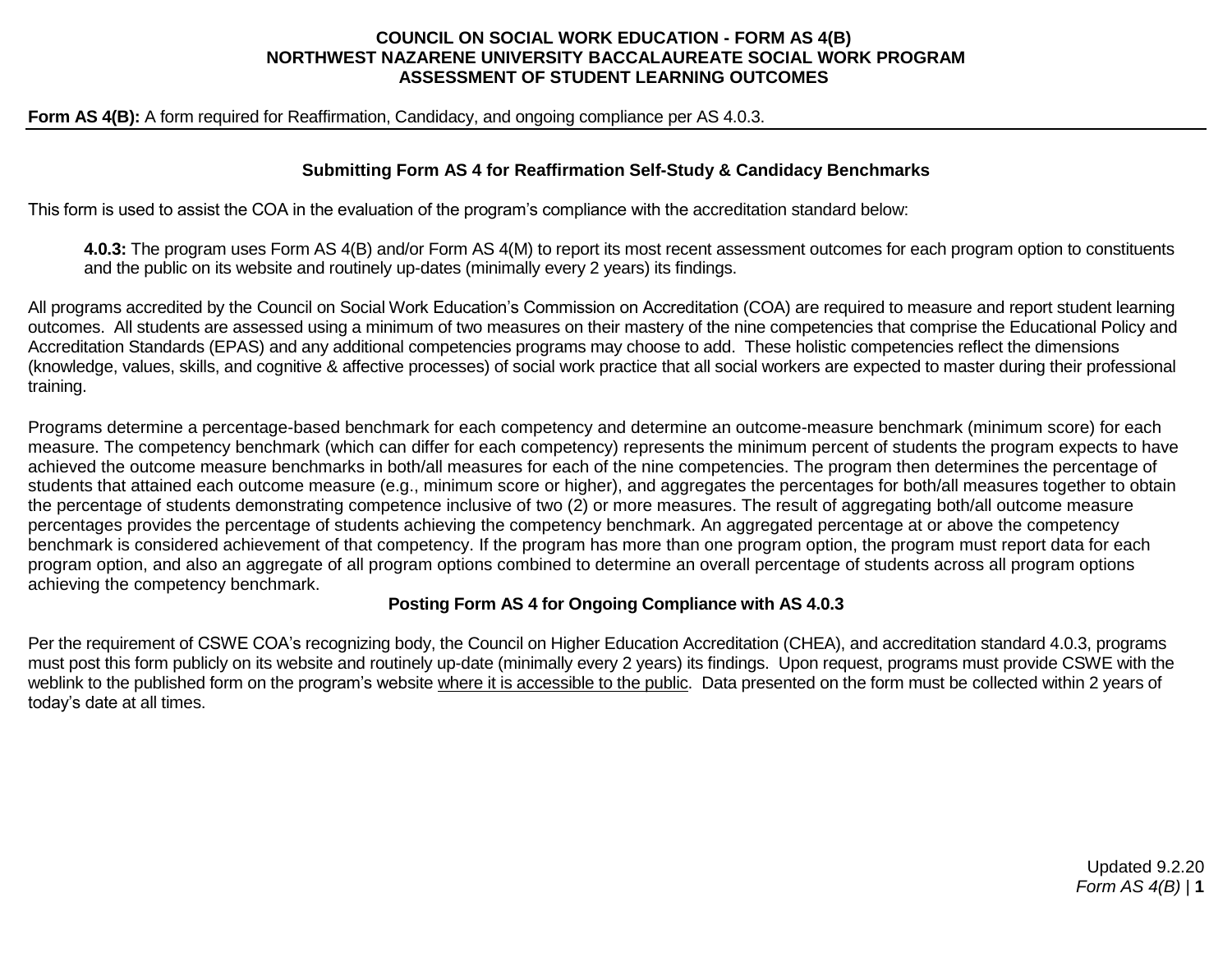# COUNCIL ON SOCIAL WORK EDUCATION - FORM AS 4(B)
# NORTHWEST NAZARENE UNIVERSITY BACCALAUREATE SOCIAL WORK PROGRAM
# ASSESSMENT OF STUDENT LEARNING OUTCOMES

**Form AS 4(B):** A form required for Reaffirmation, Candidacy, and ongoing compliance per AS 4.0.3.

## Submitting Form AS 4 for Reaffirmation Self-Study & Candidacy Benchmarks

This form is used to assist the COA in the evaluation of the program's compliance with the accreditation standard below:

> **4.0.3:** The program uses Form AS 4(B) and/or Form AS 4(M) to report its most recent assessment outcomes for each program option to constituents and the public on its website and routinely up-dates (minimally every 2 years) its findings.

All programs accredited by the Council on Social Work Education's Commission on Accreditation (COA) are required to measure and report student learning outcomes. All students are assessed using a minimum of two measures on their mastery of the nine competencies that comprise the Educational Policy and Accreditation Standards (EPAS) and any additional competencies programs may choose to add. These holistic competencies reflect the dimensions (knowledge, values, skills, and cognitive & affective processes) of social work practice that all social workers are expected to master during their professional training.

Programs determine a percentage-based benchmark for each competency and determine an outcome-measure benchmark (minimum score) for each measure. The competency benchmark (which can differ for each competency) represents the minimum percent of students the program expects to have achieved the outcome measure benchmarks in both/all measures for each of the nine competencies. The program then determines the percentage of students that attained each outcome measure (e.g., minimum score or higher), and aggregates the percentages for both/all measures together to obtain the percentage of students demonstrating competence inclusive of two (2) or more measures. The result of aggregating both/all outcome measure percentages provides the percentage of students achieving the competency benchmark. An aggregated percentage at or above the competency benchmark is considered achievement of that competency. If the program has more than one program option, the program must report data for each program option, and also an aggregate of all program options combined to determine an overall percentage of students across all program options achieving the competency benchmark.

## Posting Form AS 4 for Ongoing Compliance with AS 4.0.3

Per the requirement of CSWE COA's recognizing body, the Council on Higher Education Accreditation (CHEA), and accreditation standard 4.0.3, programs must post this form publicly on its website and routinely up-date (minimally every 2 years) its findings. Upon request, programs must provide CSWE with the weblink to the published form on the program's website where it is accessible to the public. Data presented on the form must be collected within 2 years of today's date at all times.

Updated 9.2.20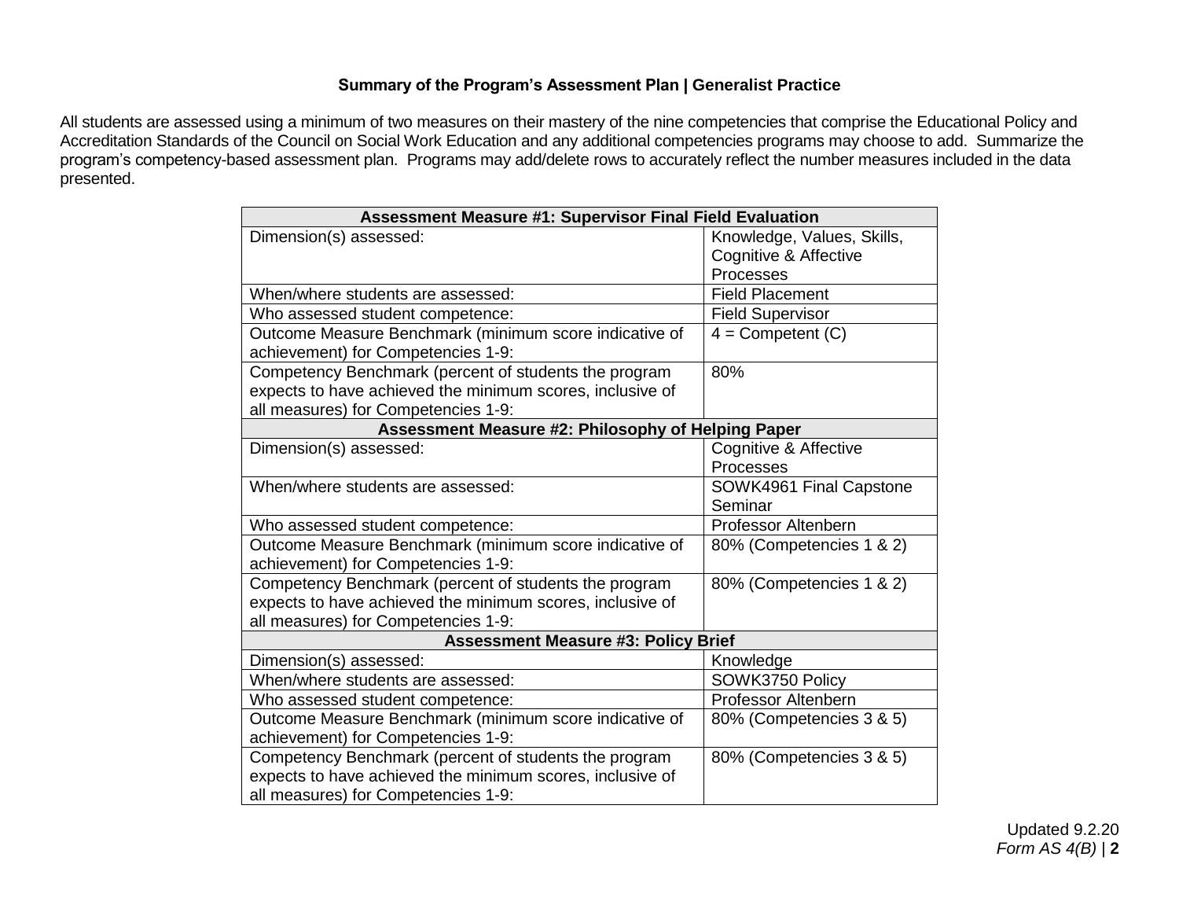**Summary of the Program's Assessment Plan | Generalist Practice**

All students are assessed using a minimum of two measures on their mastery of the nine competencies that comprise the Educational Policy and Accreditation Standards of the Council on Social Work Education and any additional competencies programs may choose to add. Summarize the program's competency-based assessment plan. Programs may add/delete rows to accurately reflect the number measures included in the data presented.

| **Assessment Measure #1: Supervisor Final Field Evaluation** | |
|---|---|
| Dimension(s) assessed: | Knowledge, Values, Skills, Cognitive & Affective Processes |
| When/where students are assessed: | Field Placement |
| Who assessed student competence: | Field Supervisor |
| Outcome Measure Benchmark (minimum score indicative of achievement) for Competencies 1-9: | 4 = Competent (C) |
| Competency Benchmark (percent of students the program expects to have achieved the minimum scores, inclusive of all measures) for Competencies 1-9: | 80% |
| **Assessment Measure #2: Philosophy of Helping Paper** | |
| Dimension(s) assessed: | Cognitive & Affective Processes |
| When/where students are assessed: | SOWK4961 Final Capstone Seminar |
| Who assessed student competence: | Professor Altenbern |
| Outcome Measure Benchmark (minimum score indicative of achievement) for Competencies 1-9: | 80% (Competencies 1 & 2) |
| Competency Benchmark (percent of students the program expects to have achieved the minimum scores, inclusive of all measures) for Competencies 1-9: | 80% (Competencies 1 & 2) |
| **Assessment Measure #3: Policy Brief** | |
| Dimension(s) assessed: | Knowledge |
| When/where students are assessed: | SOWK3750 Policy |
| Who assessed student competence: | Professor Altenbern |
| Outcome Measure Benchmark (minimum score indicative of achievement) for Competencies 1-9: | 80% (Competencies 3 & 5) |
| Competency Benchmark (percent of students the program expects to have achieved the minimum scores, inclusive of all measures) for Competencies 1-9: | 80% (Competencies 3 & 5) |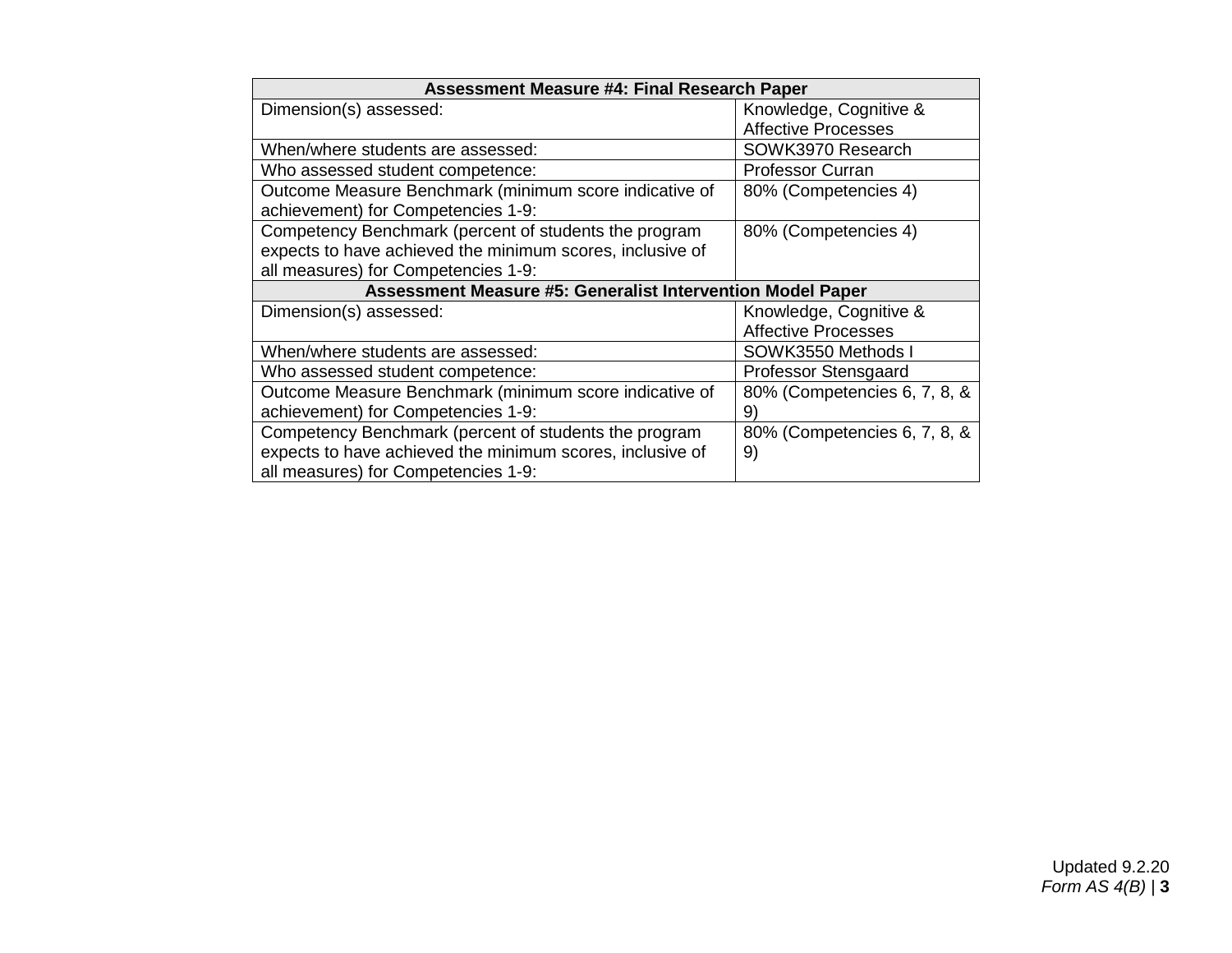| Assessment Measure #4: Final Research Paper | |
|---|---|
| Dimension(s) assessed: | Knowledge, Cognitive & Affective Processes |
| When/where students are assessed: | SOWK3970 Research |
| Who assessed student competence: | Professor Curran |
| Outcome Measure Benchmark (minimum score indicative of achievement) for Competencies 1-9: | 80% (Competencies 4) |
| Competency Benchmark (percent of students the program expects to have achieved the minimum scores, inclusive of all measures) for Competencies 1-9: | 80% (Competencies 4) |
| **Assessment Measure #5: Generalist Intervention Model Paper** | |
| Dimension(s) assessed: | Knowledge, Cognitive & Affective Processes |
| When/where students are assessed: | SOWK3550 Methods I |
| Who assessed student competence: | Professor Stensgaard |
| Outcome Measure Benchmark (minimum score indicative of achievement) for Competencies 1-9: | 80% (Competencies 6, 7, 8, & 9) |
| Competency Benchmark (percent of students the program expects to have achieved the minimum scores, inclusive of all measures) for Competencies 1-9: | 80% (Competencies 6, 7, 8, & 9) |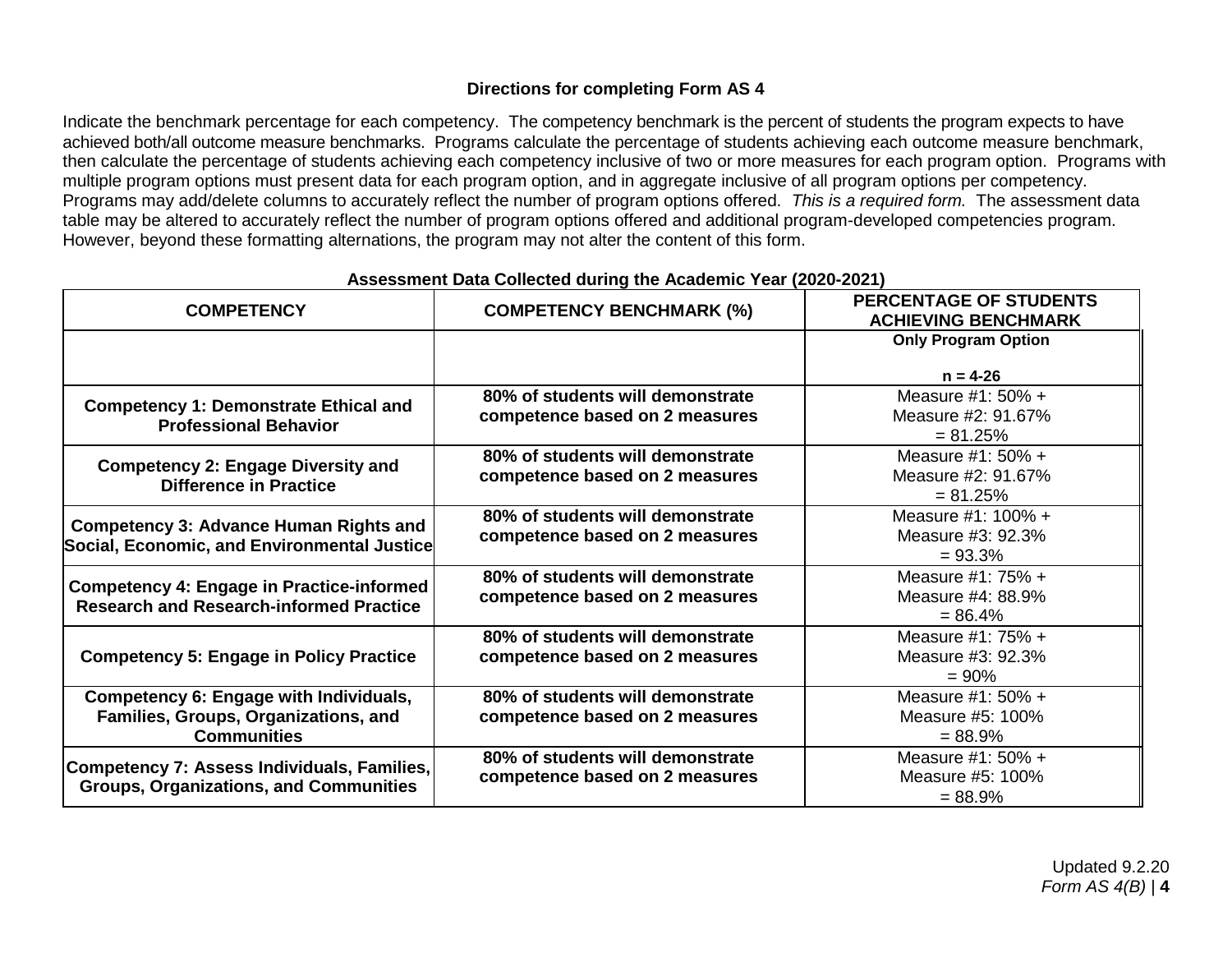### Directions for completing Form AS 4

Indicate the benchmark percentage for each competency. The competency benchmark is the percent of students the program expects to have achieved both/all outcome measure benchmarks. Programs calculate the percentage of students achieving each outcome measure benchmark, then calculate the percentage of students achieving each competency inclusive of two or more measures for each program option. Programs with multiple program options must present data for each program option, and in aggregate inclusive of all program options per competency. Programs may add/delete columns to accurately reflect the number of program options offered. *This is a required form.* The assessment data table may be altered to accurately reflect the number of program options offered and additional program-developed competencies program. However, beyond these formatting alternations, the program may not alter the content of this form.

**Assessment Data Collected during the Academic Year (2020-2021)**

| COMPETENCY | COMPETENCY BENCHMARK (%) | PERCENTAGE OF STUDENTS ACHIEVING BENCHMARK |
|---|---|---|
| | | **Only Program Option**<br><br>**n = 4-26** |
| **Competency 1: Demonstrate Ethical and Professional Behavior** | **80% of students will demonstrate competence based on 2 measures** | Measure #1: 50% +<br>Measure #2: 91.67%<br>= 81.25% |
| **Competency 2: Engage Diversity and Difference in Practice** | **80% of students will demonstrate competence based on 2 measures** | Measure #1: 50% +<br>Measure #2: 91.67%<br>= 81.25% |
| **Competency 3: Advance Human Rights and Social, Economic, and Environmental Justice** | **80% of students will demonstrate competence based on 2 measures** | Measure #1: 100% +<br>Measure #3: 92.3%<br>= 93.3% |
| **Competency 4: Engage in Practice-informed Research and Research-informed Practice** | **80% of students will demonstrate competence based on 2 measures** | Measure #1: 75% +<br>Measure #4: 88.9%<br>= 86.4% |
| **Competency 5: Engage in Policy Practice** | **80% of students will demonstrate competence based on 2 measures** | Measure #1: 75% +<br>Measure #3: 92.3%<br>= 90% |
| **Competency 6: Engage with Individuals, Families, Groups, Organizations, and Communities** | **80% of students will demonstrate competence based on 2 measures** | Measure #1: 50% +<br>Measure #5: 100%<br>= 88.9% |
| **Competency 7: Assess Individuals, Families, Groups, Organizations, and Communities** | **80% of students will demonstrate competence based on 2 measures** | Measure #1: 50% +<br>Measure #5: 100%<br>= 88.9% |

Updated 9.2.20
*Form AS 4(B)*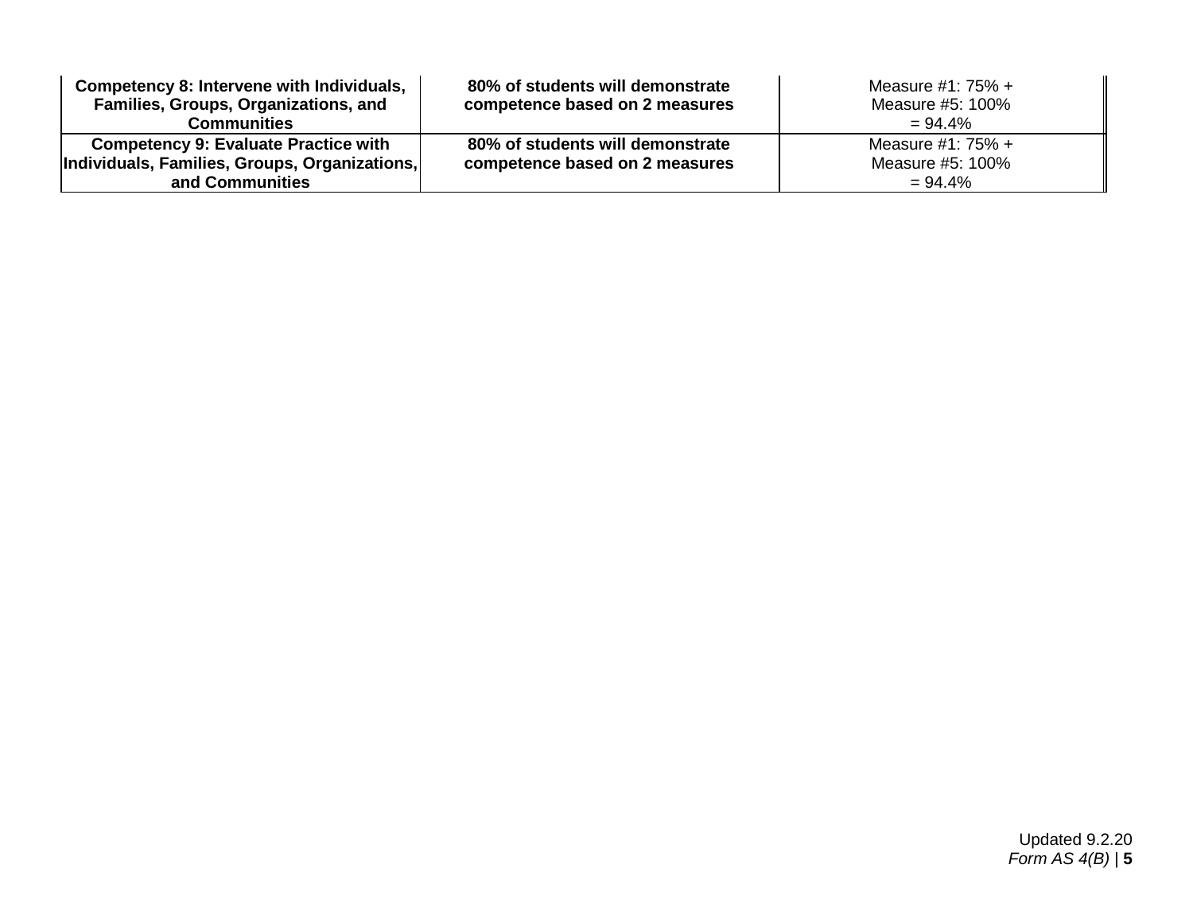| | | |
|---|---|---|
| **Competency 8: Intervene with Individuals, Families, Groups, Organizations, and Communities** | **80% of students will demonstrate competence based on 2 measures** | Measure #1: 75% +<br>Measure #5: 100%<br>= 94.4% |
| **Competency 9: Evaluate Practice with Individuals, Families, Groups, Organizations, and Communities** | **80% of students will demonstrate competence based on 2 measures** | Measure #1: 75% +<br>Measure #5: 100%<br>= 94.4% |